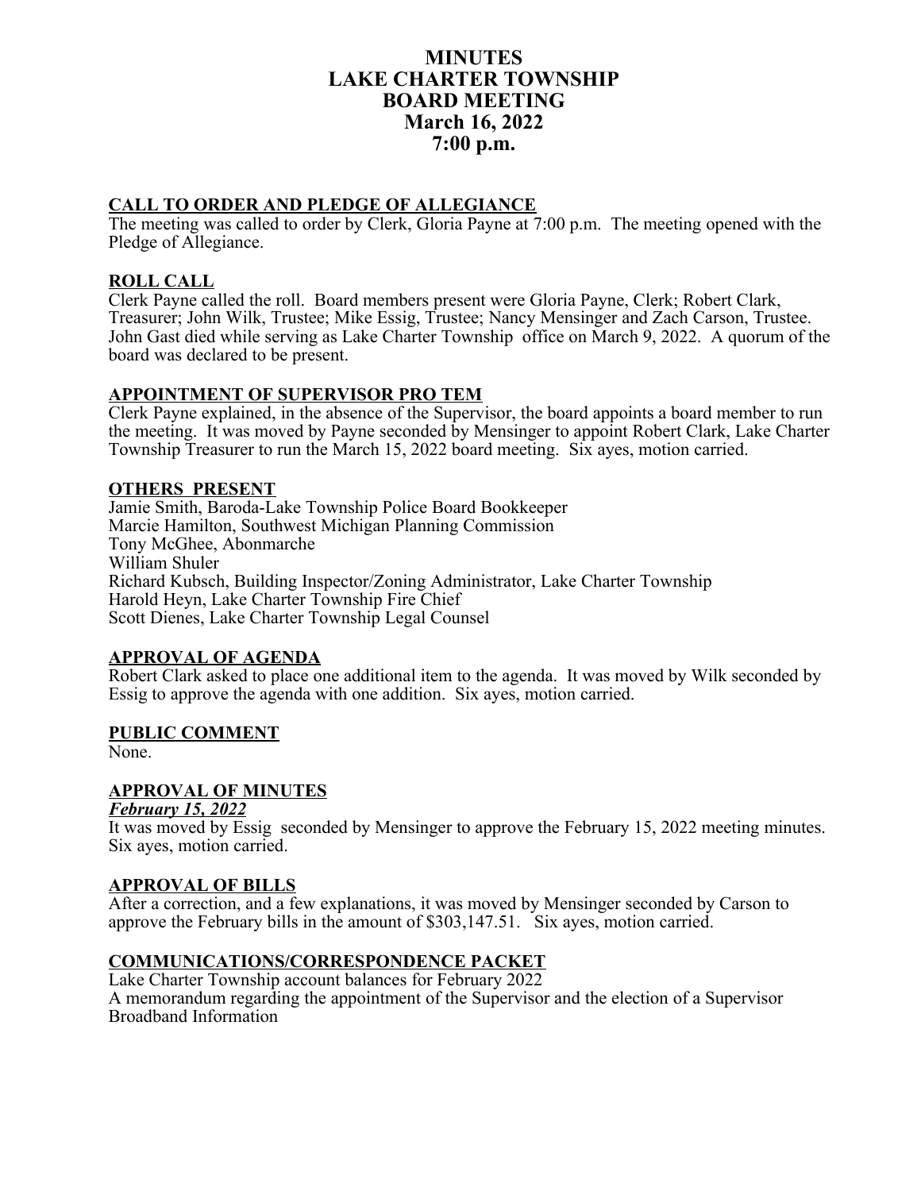# MINUTES
# LAKE CHARTER TOWNSHIP
# BOARD MEETING
# March 16, 2022
# 7:00 p.m.

## CALL TO ORDER AND PLEDGE OF ALLEGIANCE

The meeting was called to order by Clerk, Gloria Payne at 7:00 p.m. The meeting opened with the Pledge of Allegiance.

## ROLL CALL

Clerk Payne called the roll. Board members present were Gloria Payne, Clerk; Robert Clark, Treasurer; John Wilk, Trustee; Mike Essig, Trustee; Nancy Mensinger and Zach Carson, Trustee. John Gast died while serving as Lake Charter Township office on March 9, 2022. A quorum of the board was declared to be present.

## APPOINTMENT OF SUPERVISOR PRO TEM

Clerk Payne explained, in the absence of the Supervisor, the board appoints a board member to run the meeting. It was moved by Payne seconded by Mensinger to appoint Robert Clark, Lake Charter Township Treasurer to run the March 15, 2022 board meeting. Six ayes, motion carried.

## OTHERS PRESENT

Jamie Smith, Baroda-Lake Township Police Board Bookkeeper
Marcie Hamilton, Southwest Michigan Planning Commission
Tony McGhee, Abonmarche
William Shuler
Richard Kubsch, Building Inspector/Zoning Administrator, Lake Charter Township
Harold Heyn, Lake Charter Township Fire Chief
Scott Dienes, Lake Charter Township Legal Counsel

## APPROVAL OF AGENDA

Robert Clark asked to place one additional item to the agenda. It was moved by Wilk seconded by Essig to approve the agenda with one addition. Six ayes, motion carried.

## PUBLIC COMMENT

None.

## APPROVAL OF MINUTES

***February 15, 2022***

It was moved by Essig seconded by Mensinger to approve the February 15, 2022 meeting minutes. Six ayes, motion carried.

## APPROVAL OF BILLS

After a correction, and a few explanations, it was moved by Mensinger seconded by Carson to approve the February bills in the amount of $303,147.51. Six ayes, motion carried.

## COMMUNICATIONS/CORRESPONDENCE PACKET

Lake Charter Township account balances for February 2022
A memorandum regarding the appointment of the Supervisor and the election of a Supervisor
Broadband Information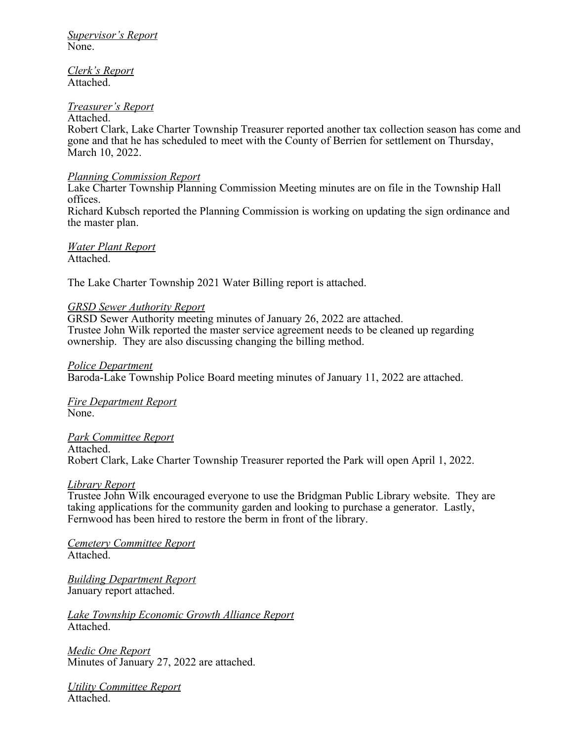*Supervisor's Report*
None.

*Clerk's Report*
Attached.

*Treasurer's Report*
Attached.
Robert Clark, Lake Charter Township Treasurer reported another tax collection season has come and gone and that he has scheduled to meet with the County of Berrien for settlement on Thursday, March 10, 2022.

*Planning Commission Report*
Lake Charter Township Planning Commission Meeting minutes are on file in the Township Hall offices.
Richard Kubsch reported the Planning Commission is working on updating the sign ordinance and the master plan.

*Water Plant Report*
Attached.

The Lake Charter Township 2021 Water Billing report is attached.

*GRSD Sewer Authority Report*
GRSD Sewer Authority meeting minutes of January 26, 2022 are attached.
Trustee John Wilk reported the master service agreement needs to be cleaned up regarding ownership. They are also discussing changing the billing method.

*Police Department*
Baroda-Lake Township Police Board meeting minutes of January 11, 2022 are attached.

*Fire Department Report*
None.

*Park Committee Report*
Attached.
Robert Clark, Lake Charter Township Treasurer reported the Park will open April 1, 2022.

*Library Report*
Trustee John Wilk encouraged everyone to use the Bridgman Public Library website. They are taking applications for the community garden and looking to purchase a generator. Lastly, Fernwood has been hired to restore the berm in front of the library.

*Cemetery Committee Report*
Attached.

*Building Department Report*
January report attached.

*Lake Township Economic Growth Alliance Report*
Attached.

*Medic One Report*
Minutes of January 27, 2022 are attached.

*Utility Committee Report*
Attached.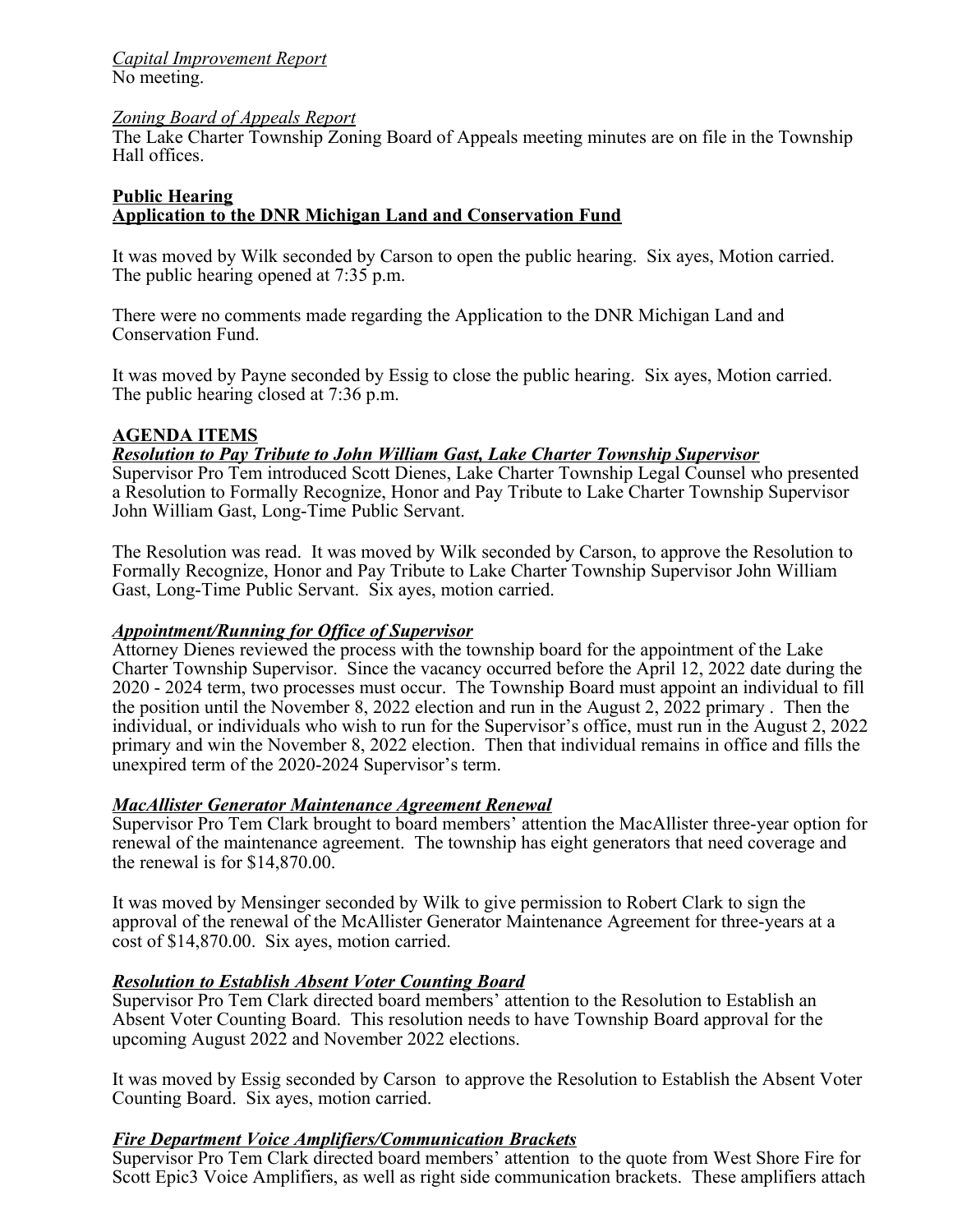*Capital Improvement Report*
No meeting.

*Zoning Board of Appeals Report*
The Lake Charter Township Zoning Board of Appeals meeting minutes are on file in the Township Hall offices.

**Public Hearing**
**Application to the DNR Michigan Land and Conservation Fund**

It was moved by Wilk seconded by Carson to open the public hearing. Six ayes, Motion carried. The public hearing opened at 7:35 p.m.

There were no comments made regarding the Application to the DNR Michigan Land and Conservation Fund.

It was moved by Payne seconded by Essig to close the public hearing. Six ayes, Motion carried. The public hearing closed at 7:36 p.m.

**AGENDA ITEMS**

***Resolution to Pay Tribute to John William Gast, Lake Charter Township Supervisor***
Supervisor Pro Tem introduced Scott Dienes, Lake Charter Township Legal Counsel who presented a Resolution to Formally Recognize, Honor and Pay Tribute to Lake Charter Township Supervisor John William Gast, Long-Time Public Servant.

The Resolution was read. It was moved by Wilk seconded by Carson, to approve the Resolution to Formally Recognize, Honor and Pay Tribute to Lake Charter Township Supervisor John William Gast, Long-Time Public Servant. Six ayes, motion carried.

***Appointment/Running for Office of Supervisor***
Attorney Dienes reviewed the process with the township board for the appointment of the Lake Charter Township Supervisor. Since the vacancy occurred before the April 12, 2022 date during the 2020 - 2024 term, two processes must occur. The Township Board must appoint an individual to fill the position until the November 8, 2022 election and run in the August 2, 2022 primary . Then the individual, or individuals who wish to run for the Supervisor's office, must run in the August 2, 2022 primary and win the November 8, 2022 election. Then that individual remains in office and fills the unexpired term of the 2020-2024 Supervisor's term.

***MacAllister Generator Maintenance Agreement Renewal***
Supervisor Pro Tem Clark brought to board members' attention the MacAllister three-year option for renewal of the maintenance agreement. The township has eight generators that need coverage and the renewal is for $14,870.00.

It was moved by Mensinger seconded by Wilk to give permission to Robert Clark to sign the approval of the renewal of the McAllister Generator Maintenance Agreement for three-years at a cost of $14,870.00. Six ayes, motion carried.

***Resolution to Establish Absent Voter Counting Board***
Supervisor Pro Tem Clark directed board members' attention to the Resolution to Establish an Absent Voter Counting Board. This resolution needs to have Township Board approval for the upcoming August 2022 and November 2022 elections.

It was moved by Essig seconded by Carson to approve the Resolution to Establish the Absent Voter Counting Board. Six ayes, motion carried.

***Fire Department Voice Amplifiers/Communication Brackets***
Supervisor Pro Tem Clark directed board members' attention to the quote from West Shore Fire for Scott Epic3 Voice Amplifiers, as well as right side communication brackets. These amplifiers attach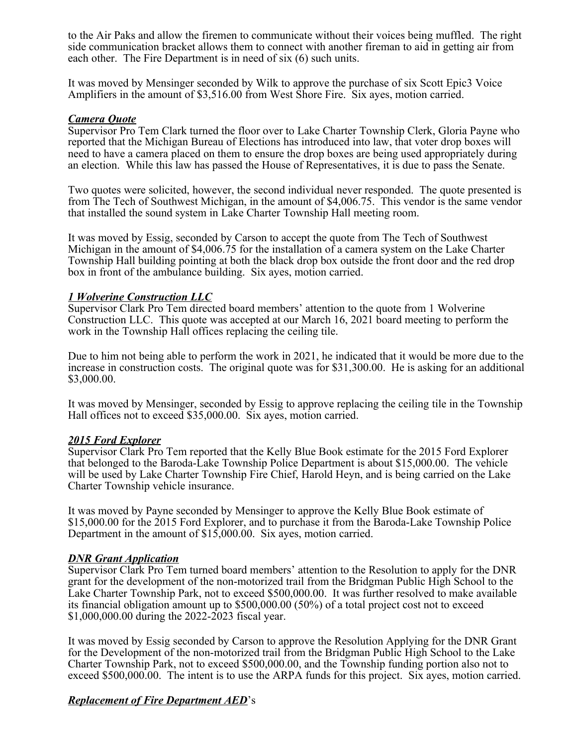to the Air Paks and allow the firemen to communicate without their voices being muffled. The right side communication bracket allows them to connect with another fireman to aid in getting air from each other. The Fire Department is in need of six (6) such units.

It was moved by Mensinger seconded by Wilk to approve the purchase of six Scott Epic3 Voice Amplifiers in the amount of $3,516.00 from West Shore Fire. Six ayes, motion carried.

***Camera Quote***

Supervisor Pro Tem Clark turned the floor over to Lake Charter Township Clerk, Gloria Payne who reported that the Michigan Bureau of Elections has introduced into law, that voter drop boxes will need to have a camera placed on them to ensure the drop boxes are being used appropriately during an election. While this law has passed the House of Representatives, it is due to pass the Senate.

Two quotes were solicited, however, the second individual never responded. The quote presented is from The Tech of Southwest Michigan, in the amount of $4,006.75. This vendor is the same vendor that installed the sound system in Lake Charter Township Hall meeting room.

It was moved by Essig, seconded by Carson to accept the quote from The Tech of Southwest Michigan in the amount of $4,006.75 for the installation of a camera system on the Lake Charter Township Hall building pointing at both the black drop box outside the front door and the red drop box in front of the ambulance building. Six ayes, motion carried.

***1 Wolverine Construction LLC***

Supervisor Clark Pro Tem directed board members' attention to the quote from 1 Wolverine Construction LLC. This quote was accepted at our March 16, 2021 board meeting to perform the work in the Township Hall offices replacing the ceiling tile.

Due to him not being able to perform the work in 2021, he indicated that it would be more due to the increase in construction costs. The original quote was for $31,300.00. He is asking for an additional $3,000.00.

It was moved by Mensinger, seconded by Essig to approve replacing the ceiling tile in the Township Hall offices not to exceed $35,000.00. Six ayes, motion carried.

***2015 Ford Explorer***

Supervisor Clark Pro Tem reported that the Kelly Blue Book estimate for the 2015 Ford Explorer that belonged to the Baroda-Lake Township Police Department is about $15,000.00. The vehicle will be used by Lake Charter Township Fire Chief, Harold Heyn, and is being carried on the Lake Charter Township vehicle insurance.

It was moved by Payne seconded by Mensinger to approve the Kelly Blue Book estimate of $15,000.00 for the 2015 Ford Explorer, and to purchase it from the Baroda-Lake Township Police Department in the amount of $15,000.00. Six ayes, motion carried.

***DNR Grant Application***

Supervisor Clark Pro Tem turned board members' attention to the Resolution to apply for the DNR grant for the development of the non-motorized trail from the Bridgman Public High School to the Lake Charter Township Park, not to exceed $500,000.00. It was further resolved to make available its financial obligation amount up to $500,000.00 (50%) of a total project cost not to exceed $1,000,000.00 during the 2022-2023 fiscal year.

It was moved by Essig seconded by Carson to approve the Resolution Applying for the DNR Grant for the Development of the non-motorized trail from the Bridgman Public High School to the Lake Charter Township Park, not to exceed $500,000.00, and the Township funding portion also not to exceed $500,000.00. The intent is to use the ARPA funds for this project. Six ayes, motion carried.

***Replacement of Fire Department AED***'s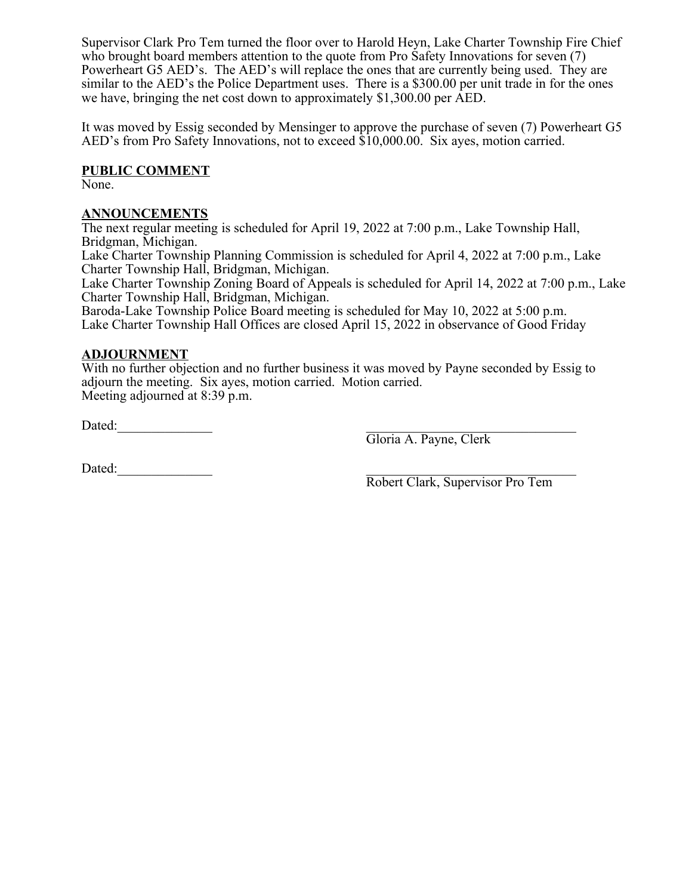Supervisor Clark Pro Tem turned the floor over to Harold Heyn, Lake Charter Township Fire Chief who brought board members attention to the quote from Pro Safety Innovations for seven (7) Powerheart G5 AED's. The AED's will replace the ones that are currently being used. They are similar to the AED's the Police Department uses. There is a $300.00 per unit trade in for the ones we have, bringing the net cost down to approximately $1,300.00 per AED.

It was moved by Essig seconded by Mensinger to approve the purchase of seven (7) Powerheart G5 AED's from Pro Safety Innovations, not to exceed $10,000.00. Six ayes, motion carried.

**PUBLIC COMMENT**

None.

**ANNOUNCEMENTS**

The next regular meeting is scheduled for April 19, 2022 at 7:00 p.m., Lake Township Hall, Bridgman, Michigan.
Lake Charter Township Planning Commission is scheduled for April 4, 2022 at 7:00 p.m., Lake Charter Township Hall, Bridgman, Michigan.
Lake Charter Township Zoning Board of Appeals is scheduled for April 14, 2022 at 7:00 p.m., Lake Charter Township Hall, Bridgman, Michigan.
Baroda-Lake Township Police Board meeting is scheduled for May 10, 2022 at 5:00 p.m.
Lake Charter Township Hall Offices are closed April 15, 2022 in observance of Good Friday

**ADJOURNMENT**

With no further objection and no further business it was moved by Payne seconded by Essig to adjourn the meeting. Six ayes, motion carried. Motion carried.
Meeting adjourned at 8:39 p.m.

Dated:______________ ________________________________
Gloria A. Payne, Clerk

Dated:______________ ________________________________
Robert Clark, Supervisor Pro Tem